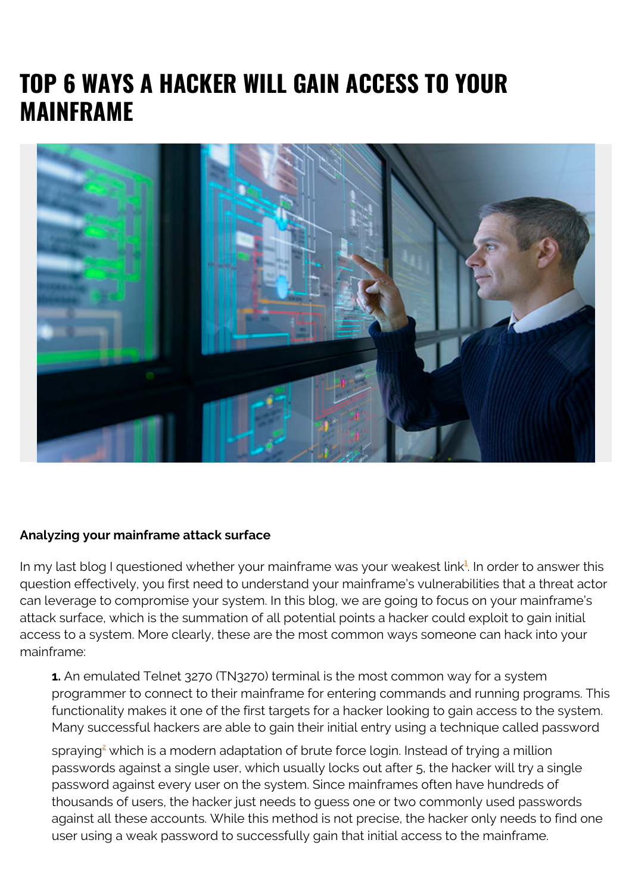# TOP 6 WAYS A HACKER WILL GAIN ACCESS TO YOUR MAINFRAME

**Analyzing your mainframe attack surface**

In my last blog I questioned whether your mainframe was your weakest link[1]. In order to answer this question effectively, you first need to understand your mainframe's vulnerabilities that a threat actor can leverage to compromise your system. In this blog, we are going to focus on your mainframe's attack surface, which is the summation of all potential points a hacker could exploit to gain initial access to a system. More clearly, these are the most common ways someone can hack into your mainframe:

> **1.** An emulated Telnet 3270 (TN3270) terminal is the most common way for a system programmer to connect to their mainframe for entering commands and running programs. This functionality makes it one of the first targets for a hacker looking to gain access to the system. Many successful hackers are able to gain their initial entry using a technique called password spraying[2] which is a modern adaptation of brute force login. Instead of trying a million passwords against a single user, which usually locks out after 5, the hacker will try a single password against every user on the system. Since mainframes often have hundreds of thousands of users, the hacker just needs to guess one or two commonly used passwords against all these accounts. While this method is not precise, the hacker only needs to find one user using a weak password to successfully gain that initial access to the mainframe.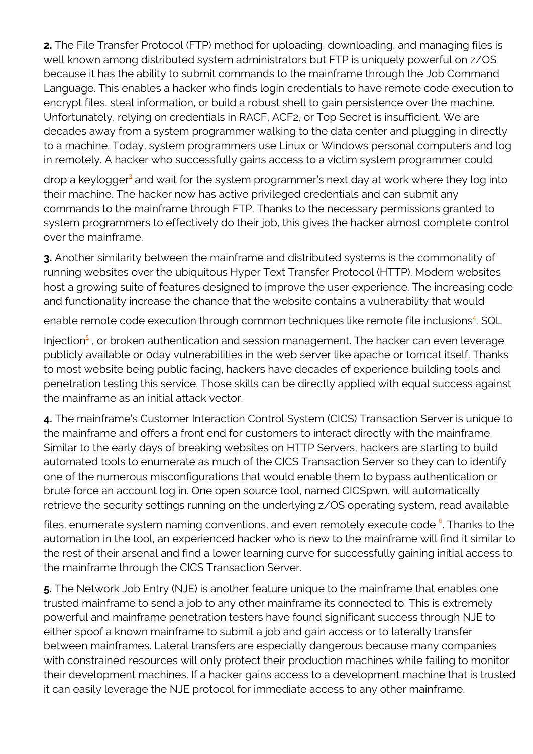**2.** The File Transfer Protocol (FTP) method for uploading, downloading, and managing files is well known among distributed system administrators but FTP is uniquely powerful on z/OS because it has the ability to submit commands to the mainframe through the Job Command Language. This enables a hacker who finds login credentials to have remote code execution to encrypt files, steal information, or build a robust shell to gain persistence over the machine. Unfortunately, relying on credentials in RACF, ACF2, or Top Secret is insufficient. We are decades away from a system programmer walking to the data center and plugging in directly to a machine. Today, system programmers use Linux or Windows personal computers and log in remotely. A hacker who successfully gains access to a victim system programmer could drop a keylogger[3] and wait for the system programmer's next day at work where they log into their machine. The hacker now has active privileged credentials and can submit any commands to the mainframe through FTP. Thanks to the necessary permissions granted to system programmers to effectively do their job, this gives the hacker almost complete control over the mainframe.

**3.** Another similarity between the mainframe and distributed systems is the commonality of running websites over the ubiquitous Hyper Text Transfer Protocol (HTTP). Modern websites host a growing suite of features designed to improve the user experience. The increasing code and functionality increase the chance that the website contains a vulnerability that would enable remote code execution through common techniques like remote file inclusions[4], SQL Injection[5] , or broken authentication and session management. The hacker can even leverage publicly available or 0day vulnerabilities in the web server like apache or tomcat itself. Thanks to most website being public facing, hackers have decades of experience building tools and penetration testing this service. Those skills can be directly applied with equal success against the mainframe as an initial attack vector.

**4.** The mainframe's Customer Interaction Control System (CICS) Transaction Server is unique to the mainframe and offers a front end for customers to interact directly with the mainframe. Similar to the early days of breaking websites on HTTP Servers, hackers are starting to build automated tools to enumerate as much of the CICS Transaction Server so they can to identify one of the numerous misconfigurations that would enable them to bypass authentication or brute force an account log in. One open source tool, named CICSpwn, will automatically retrieve the security settings running on the underlying z/OS operating system, read available files, enumerate system naming conventions, and even remotely execute code [6]. Thanks to the automation in the tool, an experienced hacker who is new to the mainframe will find it similar to the rest of their arsenal and find a lower learning curve for successfully gaining initial access to the mainframe through the CICS Transaction Server.

**5.** The Network Job Entry (NJE) is another feature unique to the mainframe that enables one trusted mainframe to send a job to any other mainframe its connected to. This is extremely powerful and mainframe penetration testers have found significant success through NJE to either spoof a known mainframe to submit a job and gain access or to laterally transfer between mainframes. Lateral transfers are especially dangerous because many companies with constrained resources will only protect their production machines while failing to monitor their development machines. If a hacker gains access to a development machine that is trusted it can easily leverage the NJE protocol for immediate access to any other mainframe.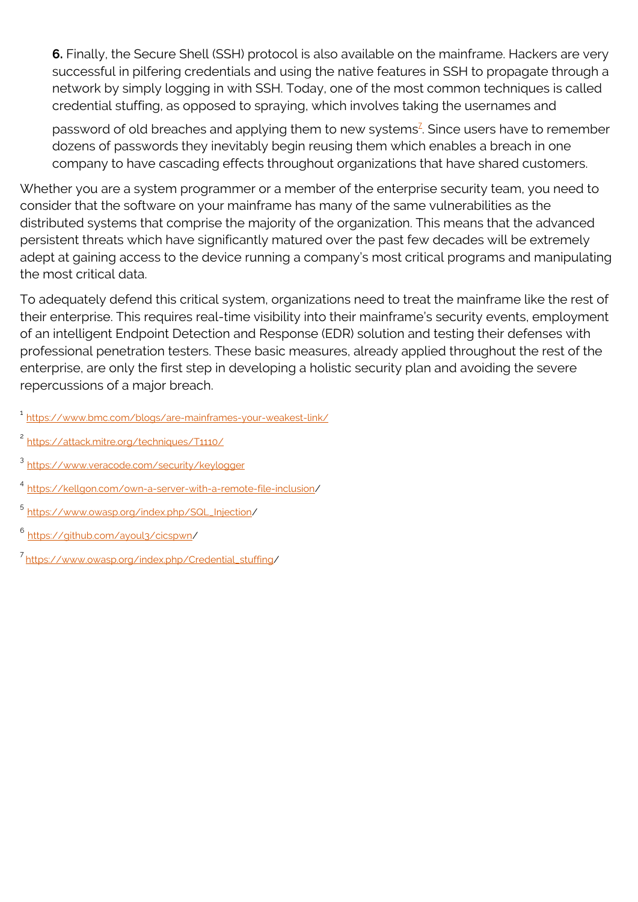**6.** Finally, the Secure Shell (SSH) protocol is also available on the mainframe. Hackers are very successful in pilfering credentials and using the native features in SSH to propagate through a network by simply logging in with SSH. Today, one of the most common techniques is called credential stuffing, as opposed to spraying, which involves taking the usernames and password of old breaches and applying them to new systems[7]. Since users have to remember dozens of passwords they inevitably begin reusing them which enables a breach in one company to have cascading effects throughout organizations that have shared customers.

Whether you are a system programmer or a member of the enterprise security team, you need to consider that the software on your mainframe has many of the same vulnerabilities as the distributed systems that comprise the majority of the organization. This means that the advanced persistent threats which have significantly matured over the past few decades will be extremely adept at gaining access to the device running a company's most critical programs and manipulating the most critical data.

To adequately defend this critical system, organizations need to treat the mainframe like the rest of their enterprise. This requires real-time visibility into their mainframe's security events, employment of an intelligent Endpoint Detection and Response (EDR) solution and testing their defenses with professional penetration testers. These basic measures, already applied throughout the rest of the enterprise, are only the first step in developing a holistic security plan and avoiding the severe repercussions of a major breach.

[1] https://www.bmc.com/blogs/are-mainframes-your-weakest-link/

[2] https://attack.mitre.org/techniques/T1110/

[3] https://www.veracode.com/security/keylogger

[4] https://kellgon.com/own-a-server-with-a-remote-file-inclusion/

[5] https://www.owasp.org/index.php/SQL_Injection/

[6] https://github.com/ayoul3/cicspwn/

[7] https://www.owasp.org/index.php/Credential_stuffing/